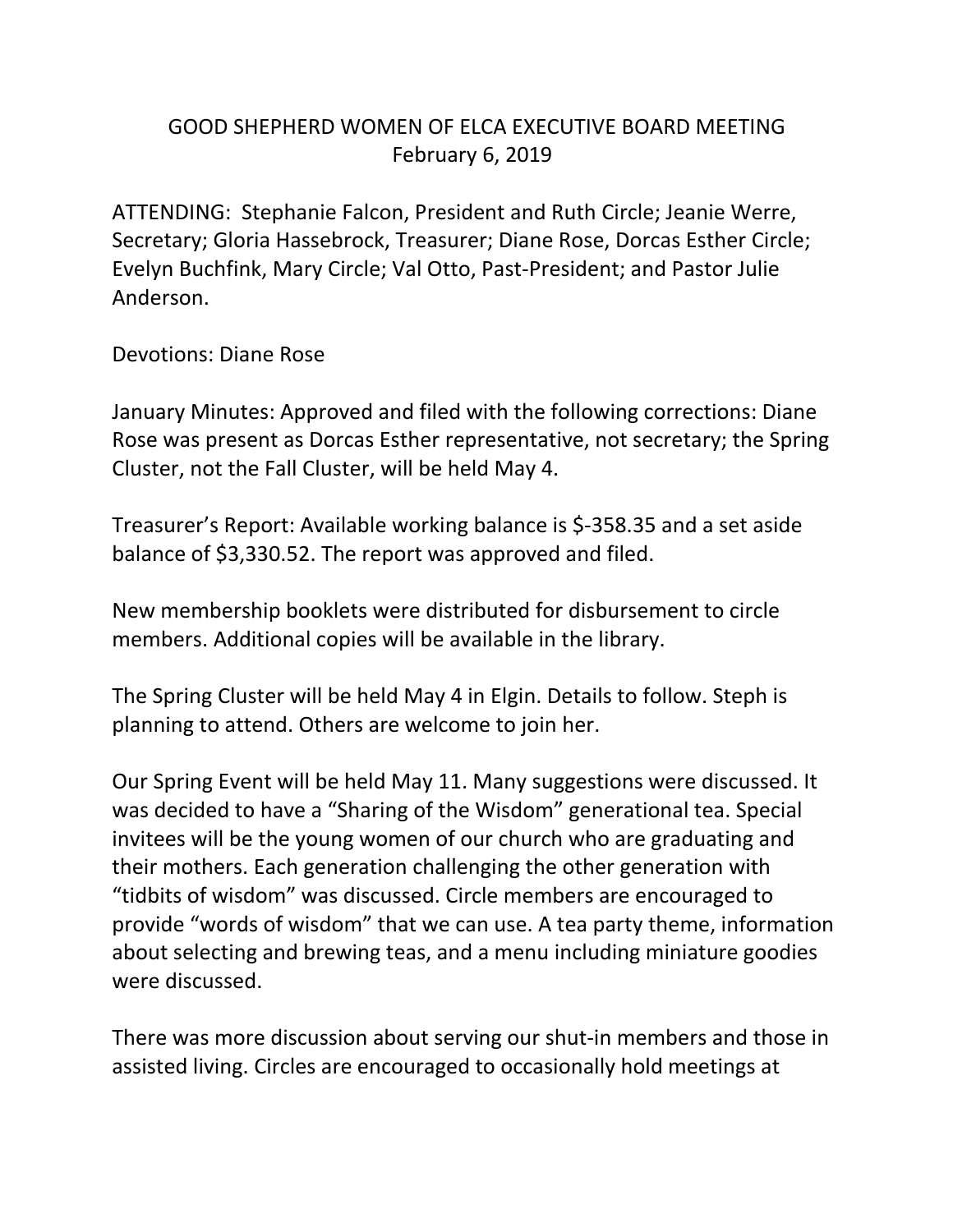# GOOD SHEPHERD WOMEN OF ELCA EXECUTIVE BOARD MEETING
## February 6, 2019

ATTENDING: Stephanie Falcon, President and Ruth Circle; Jeanie Werre, Secretary; Gloria Hassebrock, Treasurer; Diane Rose, Dorcas Esther Circle; Evelyn Buchfink, Mary Circle; Val Otto, Past-President; and Pastor Julie Anderson.

Devotions: Diane Rose

January Minutes: Approved and filed with the following corrections: Diane Rose was present as Dorcas Esther representative, not secretary; the Spring Cluster, not the Fall Cluster, will be held May 4.

Treasurer's Report: Available working balance is $-358.35 and a set aside balance of $3,330.52. The report was approved and filed.

New membership booklets were distributed for disbursement to circle members. Additional copies will be available in the library.

The Spring Cluster will be held May 4 in Elgin. Details to follow. Steph is planning to attend. Others are welcome to join her.

Our Spring Event will be held May 11. Many suggestions were discussed. It was decided to have a "Sharing of the Wisdom" generational tea. Special invitees will be the young women of our church who are graduating and their mothers. Each generation challenging the other generation with "tidbits of wisdom" was discussed. Circle members are encouraged to provide "words of wisdom" that we can use. A tea party theme, information about selecting and brewing teas, and a menu including miniature goodies were discussed.

There was more discussion about serving our shut-in members and those in assisted living. Circles are encouraged to occasionally hold meetings at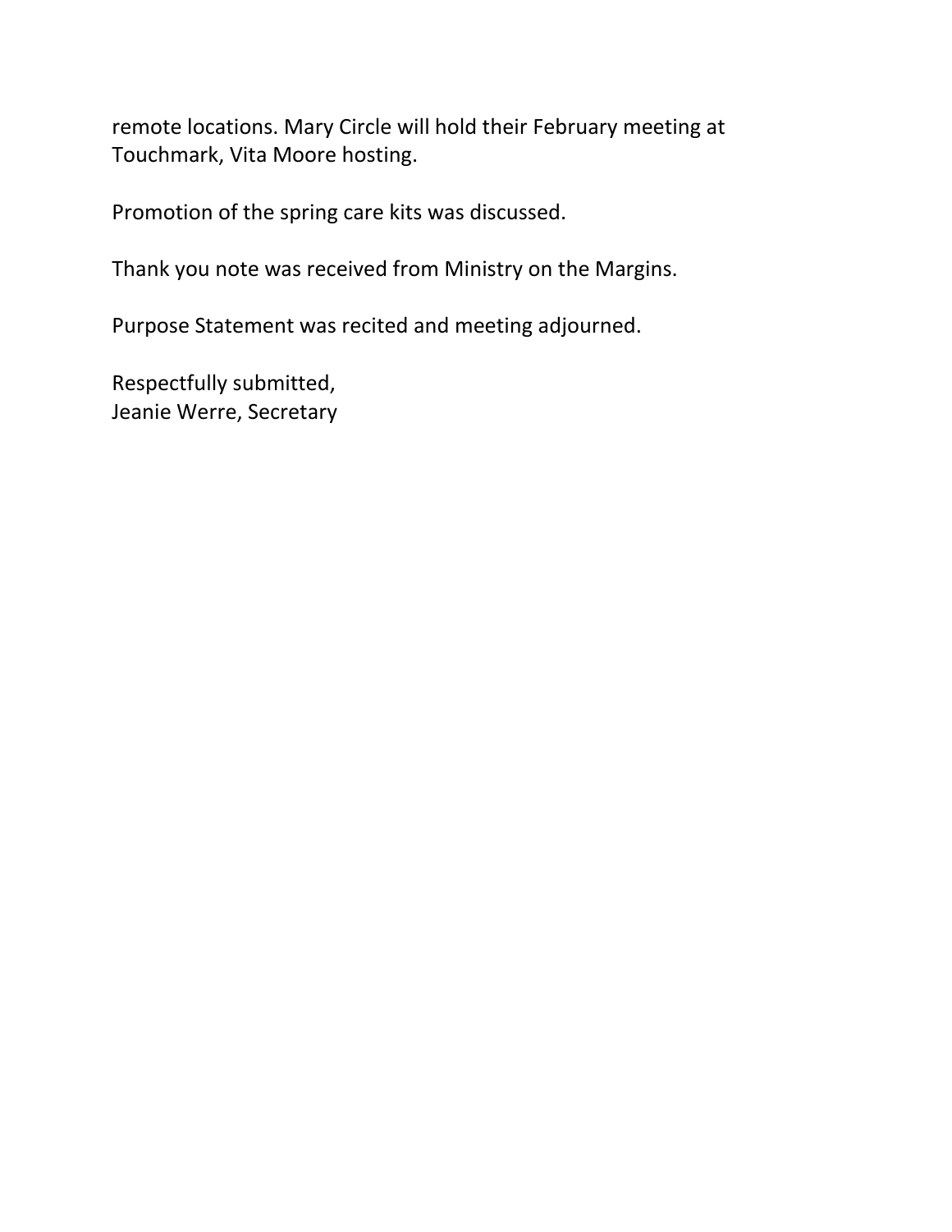remote locations. Mary Circle will hold their February meeting at Touchmark, Vita Moore hosting.

Promotion of the spring care kits was discussed.

Thank you note was received from Ministry on the Margins.

Purpose Statement was recited and meeting adjourned.

Respectfully submitted,  
Jeanie Werre, Secretary